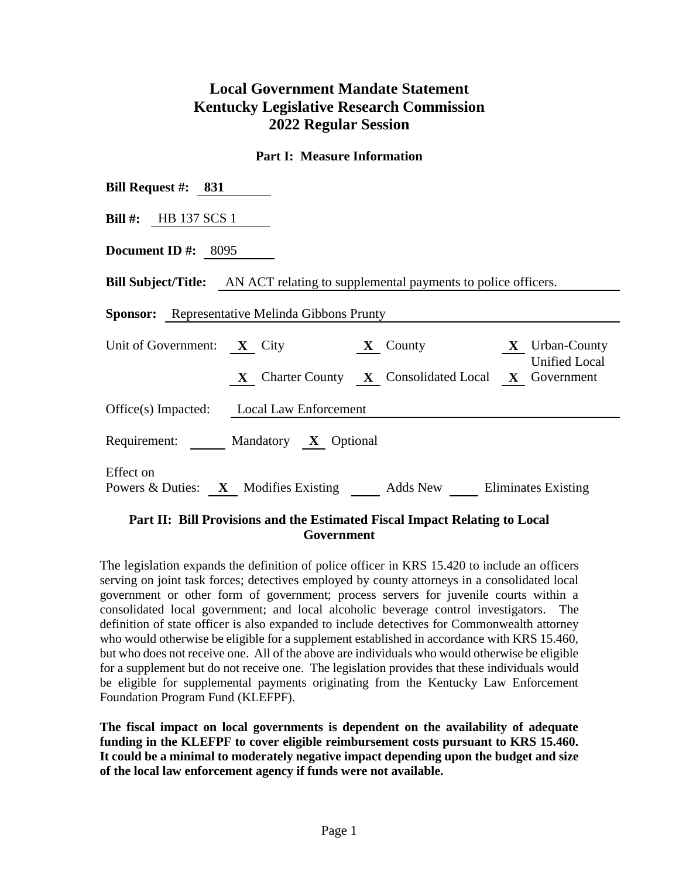# Local Government Mandate Statement
# Kentucky Legislative Research Commission
# 2022 Regular Session

## Part I: Measure Information

**Bill Request #:** 831

**Bill #:** HB 137 SCS 1

**Document ID #:** 8095

**Bill Subject/Title:** AN ACT relating to supplemental payments to police officers.

**Sponsor:** Representative Melinda Gibbons Prunty

Unit of Government: **X** City **X** County **X** Urban-County Unified Local Government **X** Charter County **X** Consolidated Local **X** Government

Office(s) Impacted: Local Law Enforcement

Requirement: \_\_\_ Mandatory **X** Optional

Effect on Powers & Duties: **X** Modifies Existing \_\_\_ Adds New \_\_\_ Eliminates Existing

## Part II: Bill Provisions and the Estimated Fiscal Impact Relating to Local Government

The legislation expands the definition of police officer in KRS 15.420 to include an officers serving on joint task forces; detectives employed by county attorneys in a consolidated local government or other form of government; process servers for juvenile courts within a consolidated local government; and local alcoholic beverage control investigators. The definition of state officer is also expanded to include detectives for Commonwealth attorney who would otherwise be eligible for a supplement established in accordance with KRS 15.460, but who does not receive one. All of the above are individuals who would otherwise be eligible for a supplement but do not receive one. The legislation provides that these individuals would be eligible for supplemental payments originating from the Kentucky Law Enforcement Foundation Program Fund (KLEFPF).

**The fiscal impact on local governments is dependent on the availability of adequate funding in the KLEFPF to cover eligible reimbursement costs pursuant to KRS 15.460. It could be a minimal to moderately negative impact depending upon the budget and size of the local law enforcement agency if funds were not available.**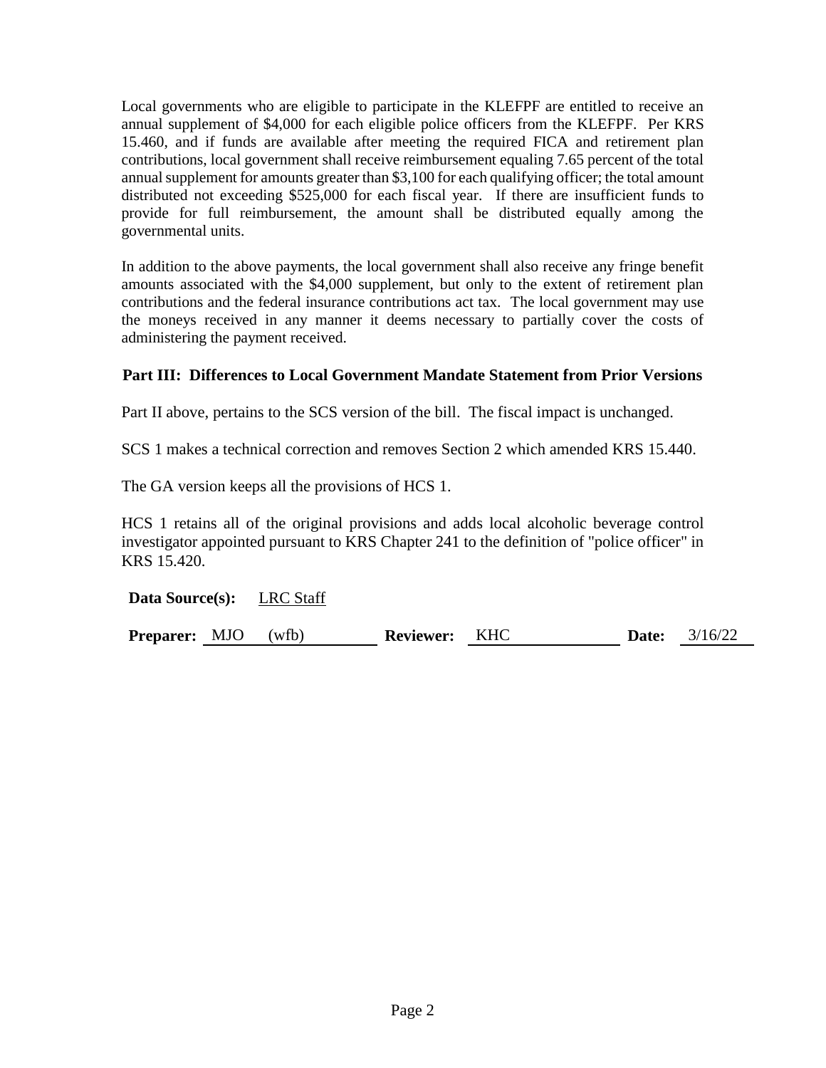Local governments who are eligible to participate in the KLEFPF are entitled to receive an annual supplement of $4,000 for each eligible police officers from the KLEFPF. Per KRS 15.460, and if funds are available after meeting the required FICA and retirement plan contributions, local government shall receive reimbursement equaling 7.65 percent of the total annual supplement for amounts greater than $3,100 for each qualifying officer; the total amount distributed not exceeding $525,000 for each fiscal year. If there are insufficient funds to provide for full reimbursement, the amount shall be distributed equally among the governmental units.

In addition to the above payments, the local government shall also receive any fringe benefit amounts associated with the $4,000 supplement, but only to the extent of retirement plan contributions and the federal insurance contributions act tax. The local government may use the moneys received in any manner it deems necessary to partially cover the costs of administering the payment received.

**Part III: Differences to Local Government Mandate Statement from Prior Versions**

Part II above, pertains to the SCS version of the bill. The fiscal impact is unchanged.

SCS 1 makes a technical correction and removes Section 2 which amended KRS 15.440.

The GA version keeps all the provisions of HCS 1.

HCS 1 retains all of the original provisions and adds local alcoholic beverage control investigator appointed pursuant to KRS Chapter 241 to the definition of "police officer" in KRS 15.420.

**Data Source(s):** LRC Staff

**Preparer:** MJO (wfb) **Reviewer:** KHC **Date:** 3/16/22